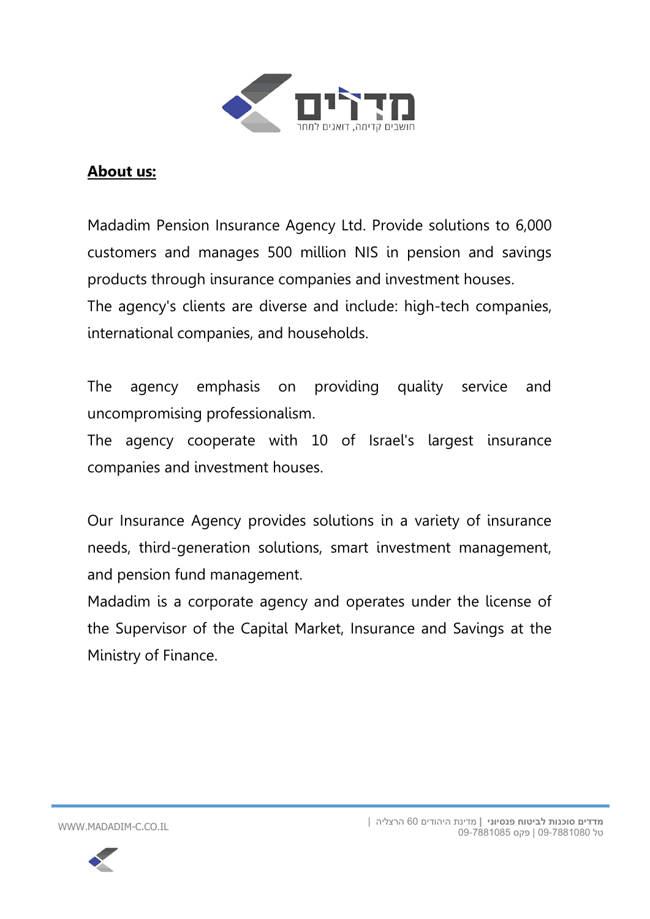## About us:

Madadim Pension Insurance Agency Ltd. Provide solutions to 6,000 customers and manages 500 million NIS in pension and savings products through insurance companies and investment houses.
The agency's clients are diverse and include: high-tech companies, international companies, and households.

The agency emphasis on providing quality service and uncompromising professionalism.
The agency cooperate with 10 of Israel's largest insurance companies and investment houses.

Our Insurance Agency provides solutions in a variety of insurance needs, third-generation solutions, smart investment management, and pension fund management.
Madadim is a corporate agency and operates under the license of the Supervisor of the Capital Market, Insurance and Savings at the Ministry of Finance.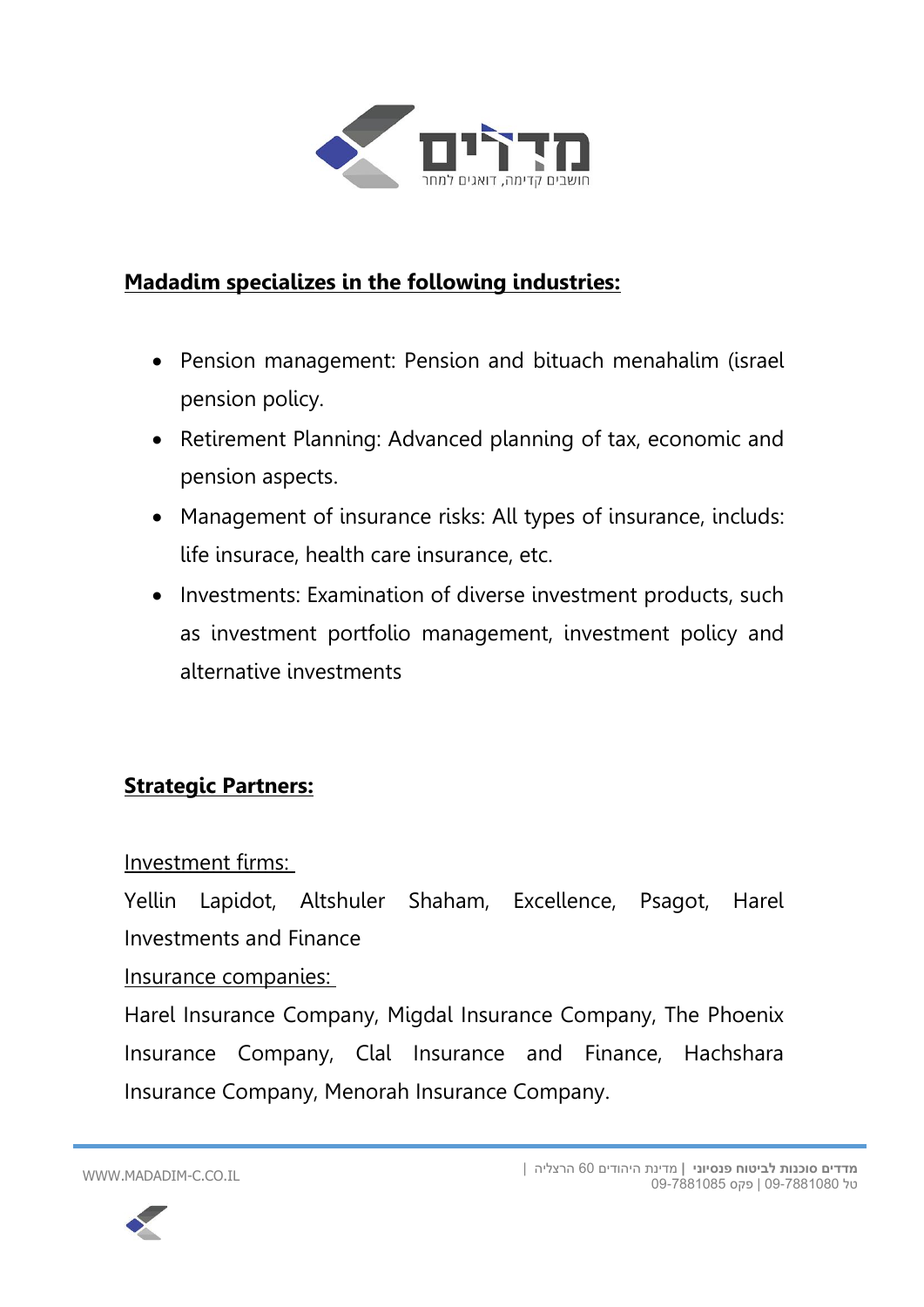**Madadim specializes in the following industries:**

- Pension management: Pension and bituach menahalim (israel pension policy.
- Retirement Planning: Advanced planning of tax, economic and pension aspects.
- Management of insurance risks: All types of insurance, includs: life insurace, health care insurance, etc.
- Investments: Examination of diverse investment products, such as investment portfolio management, investment policy and alternative investments

**Strategic Partners:**

Investment firms:

Yellin Lapidot, Altshuler Shaham, Excellence, Psagot, Harel Investments and Finance

Insurance companies:

Harel Insurance Company, Migdal Insurance Company, The Phoenix Insurance Company, Clal Insurance and Finance, Hachshara Insurance Company, Menorah Insurance Company.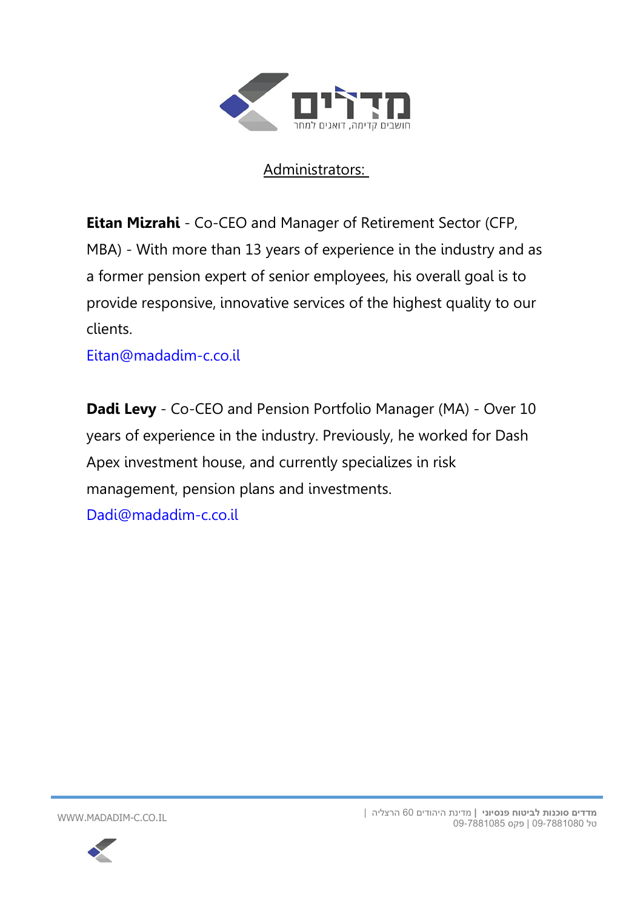<u>Administrators:</u>

**Eitan Mizrahi** - Co-CEO and Manager of Retirement Sector (CFP, MBA) - With more than 13 years of experience in the industry and as a former pension expert of senior employees, his overall goal is to provide responsive, innovative services of the highest quality to our clients.

Eitan@madadim-c.co.il

**Dadi Levy** - Co-CEO and Pension Portfolio Manager (MA) - Over 10 years of experience in the industry. Previously, he worked for Dash Apex investment house, and currently specializes in risk management, pension plans and investments.

Dadi@madadim-c.co.il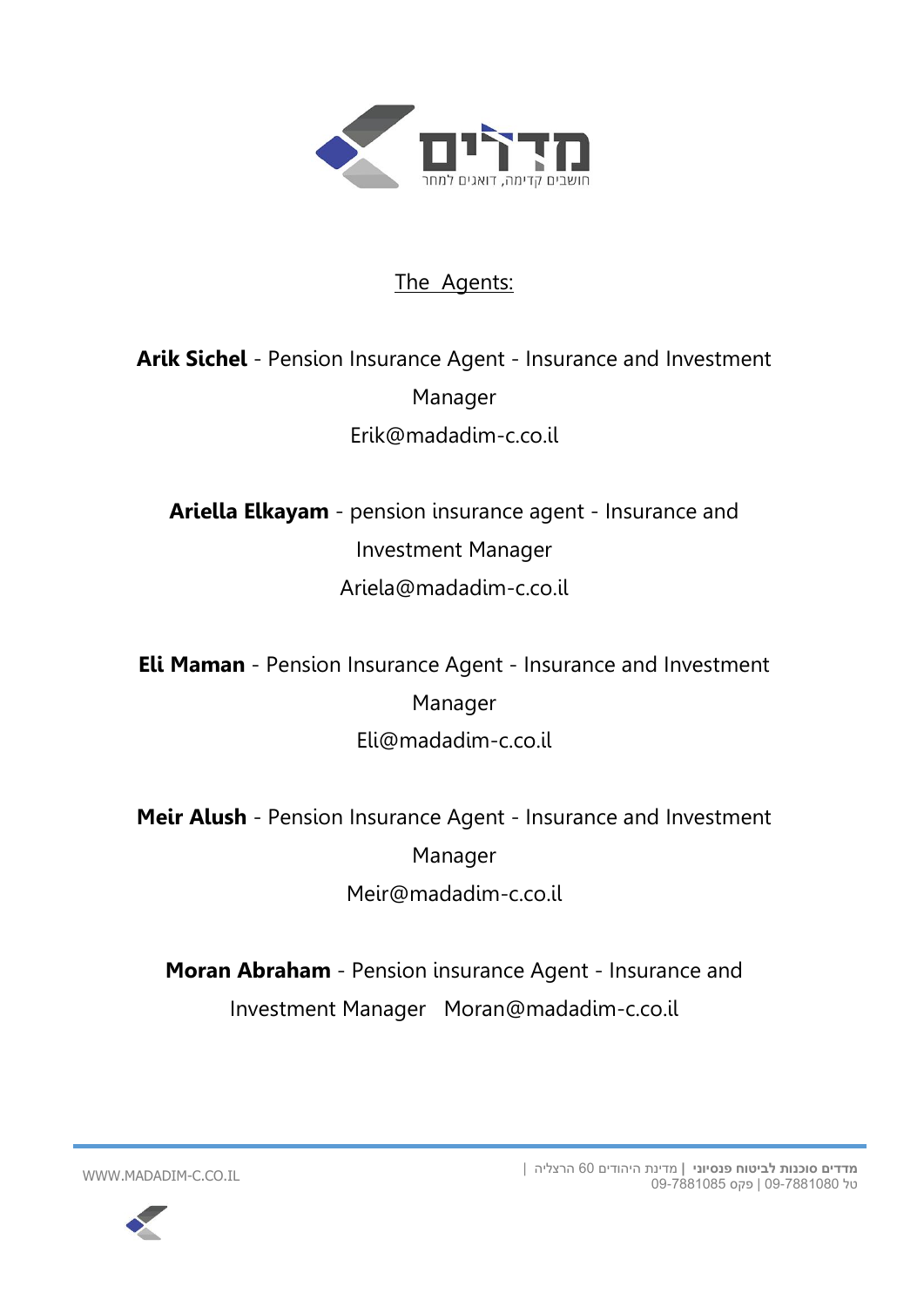The Agents:

**Arik Sichel** - Pension Insurance Agent - Insurance and Investment Manager
Erik@madadim-c.co.il

**Ariella Elkayam** - pension insurance agent - Insurance and Investment Manager
Ariela@madadim-c.co.il

**Eli Maman** - Pension Insurance Agent - Insurance and Investment Manager
Eli@madadim-c.co.il

**Meir Alush** - Pension Insurance Agent - Insurance and Investment Manager
Meir@madadim-c.co.il

**Moran Abraham** - Pension insurance Agent - Insurance and Investment Manager   Moran@madadim-c.co.il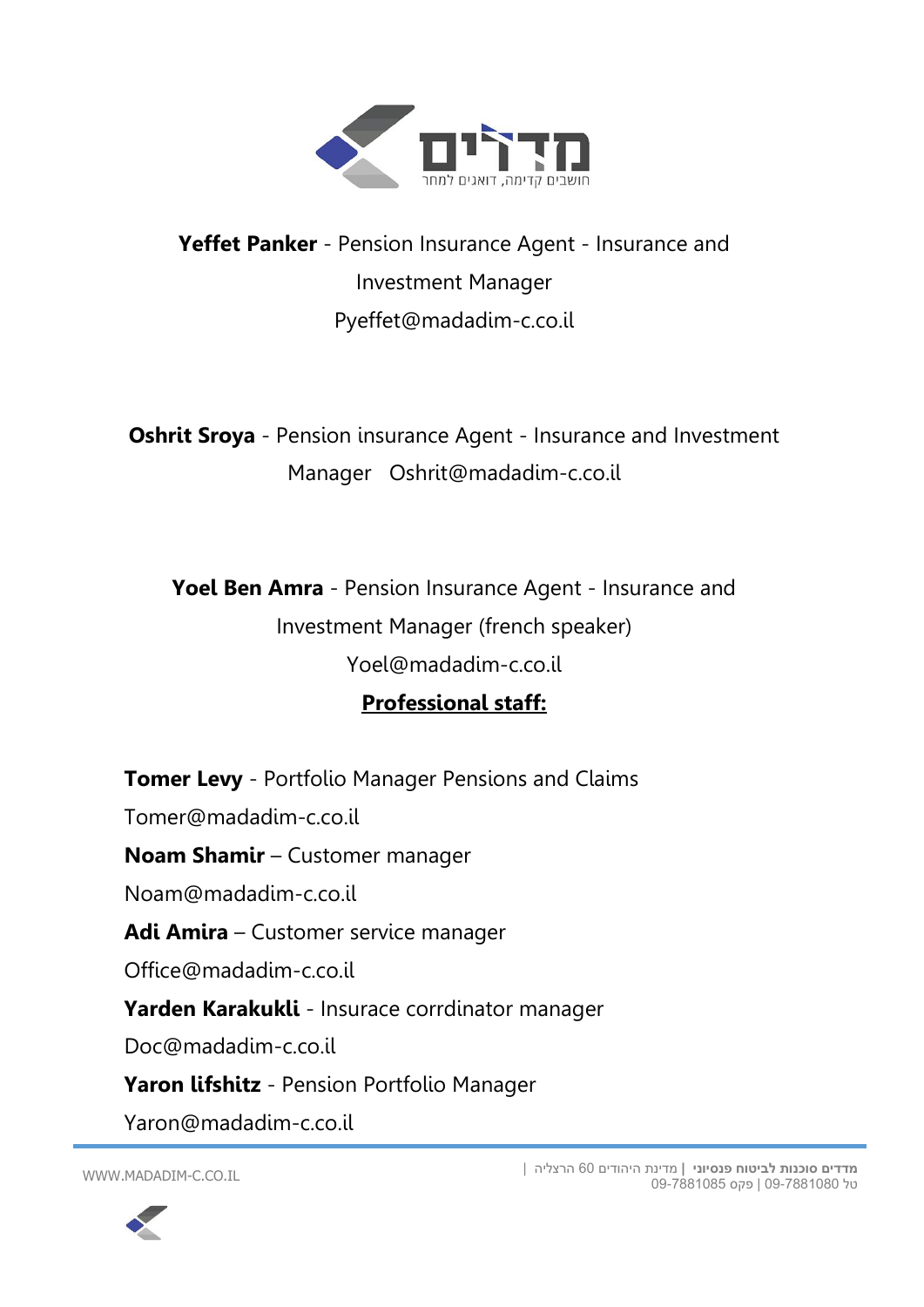**Yeffet Panker** - Pension Insurance Agent - Insurance and Investment Manager
Pyeffet@madadim-c.co.il

**Oshrit Sroya** - Pension insurance Agent - Insurance and Investment Manager Oshrit@madadim-c.co.il

**Yoel Ben Amra** - Pension Insurance Agent - Insurance and Investment Manager (french speaker)
Yoel@madadim-c.co.il

**Professional staff:**

**Tomer Levy** - Portfolio Manager Pensions and Claims
Tomer@madadim-c.co.il

**Noam Shamir** – Customer manager
Noam@madadim-c.co.il

**Adi Amira** – Customer service manager
Office@madadim-c.co.il

**Yarden Karakukli** - Insurace corrdinator manager
Doc@madadim-c.co.il

**Yaron lifshitz** - Pension Portfolio Manager
Yaron@madadim-c.co.il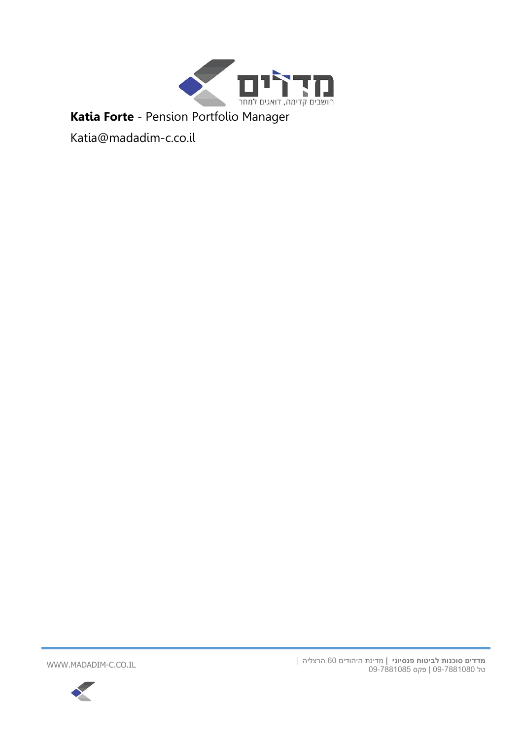**Katia Forte** - Pension Portfolio Manager

Katia@madadim-c.co.il